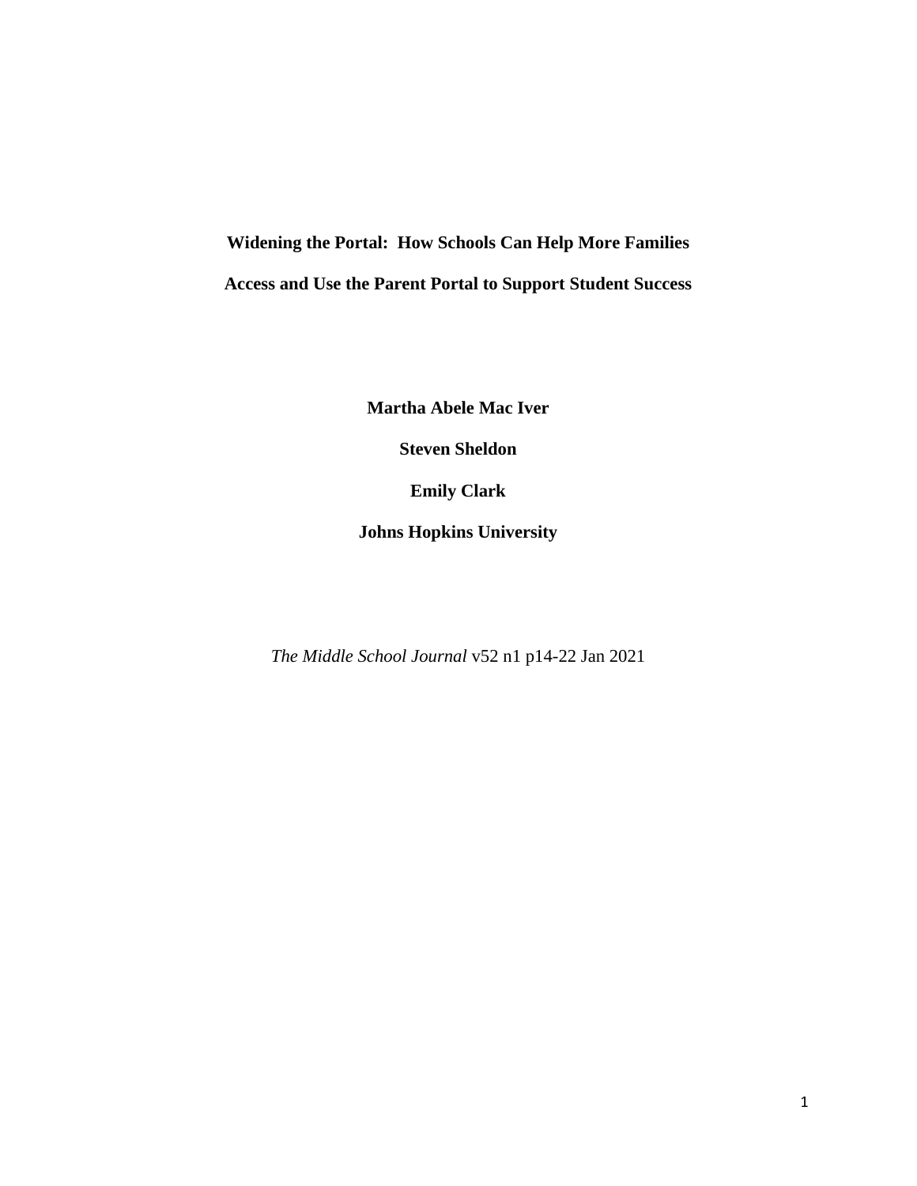# Widening the Portal: How Schools Can Help More Families Access and Use the Parent Portal to Support Student Success

**Martha Abele Mac Iver**

**Steven Sheldon**

**Emily Clark**

**Johns Hopkins University**

*The Middle School Journal* v52 n1 p14-22 Jan 2021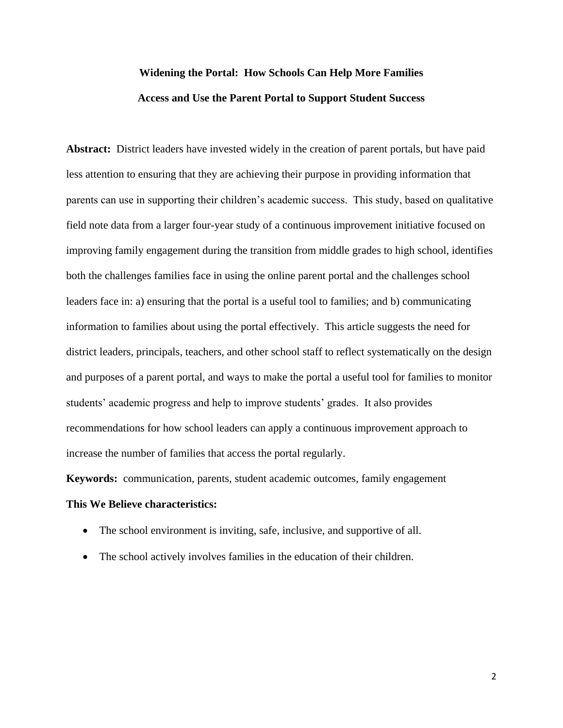# Widening the Portal: How Schools Can Help More Families Access and Use the Parent Portal to Support Student Success

**Abstract:** District leaders have invested widely in the creation of parent portals, but have paid less attention to ensuring that they are achieving their purpose in providing information that parents can use in supporting their children's academic success. This study, based on qualitative field note data from a larger four-year study of a continuous improvement initiative focused on improving family engagement during the transition from middle grades to high school, identifies both the challenges families face in using the online parent portal and the challenges school leaders face in: a) ensuring that the portal is a useful tool to families; and b) communicating information to families about using the portal effectively. This article suggests the need for district leaders, principals, teachers, and other school staff to reflect systematically on the design and purposes of a parent portal, and ways to make the portal a useful tool for families to monitor students' academic progress and help to improve students' grades. It also provides recommendations for how school leaders can apply a continuous improvement approach to increase the number of families that access the portal regularly.

**Keywords:** communication, parents, student academic outcomes, family engagement

**This We Believe characteristics:**

- The school environment is inviting, safe, inclusive, and supportive of all.
- The school actively involves families in the education of their children.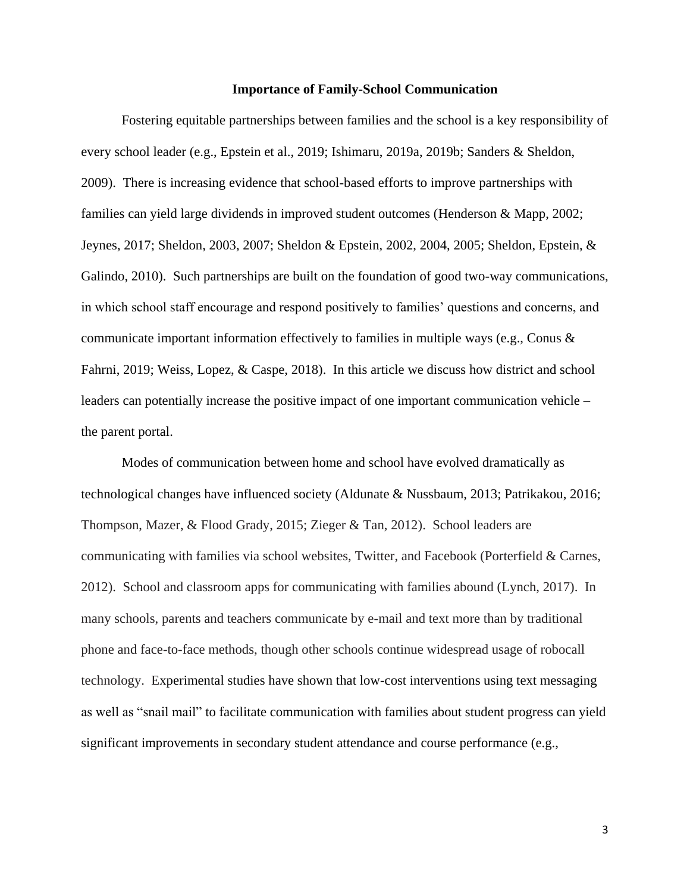## Importance of Family-School Communication

Fostering equitable partnerships between families and the school is a key responsibility of every school leader (e.g., Epstein et al., 2019; Ishimaru, 2019a, 2019b; Sanders & Sheldon, 2009). There is increasing evidence that school-based efforts to improve partnerships with families can yield large dividends in improved student outcomes (Henderson & Mapp, 2002; Jeynes, 2017; Sheldon, 2003, 2007; Sheldon & Epstein, 2002, 2004, 2005; Sheldon, Epstein, & Galindo, 2010). Such partnerships are built on the foundation of good two-way communications, in which school staff encourage and respond positively to families' questions and concerns, and communicate important information effectively to families in multiple ways (e.g., Conus & Fahrni, 2019; Weiss, Lopez, & Caspe, 2018). In this article we discuss how district and school leaders can potentially increase the positive impact of one important communication vehicle – the parent portal.

Modes of communication between home and school have evolved dramatically as technological changes have influenced society (Aldunate & Nussbaum, 2013; Patrikakou, 2016; Thompson, Mazer, & Flood Grady, 2015; Zieger & Tan, 2012). School leaders are communicating with families via school websites, Twitter, and Facebook (Porterfield & Carnes, 2012). School and classroom apps for communicating with families abound (Lynch, 2017). In many schools, parents and teachers communicate by e-mail and text more than by traditional phone and face-to-face methods, though other schools continue widespread usage of robocall technology. Experimental studies have shown that low-cost interventions using text messaging as well as "snail mail" to facilitate communication with families about student progress can yield significant improvements in secondary student attendance and course performance (e.g.,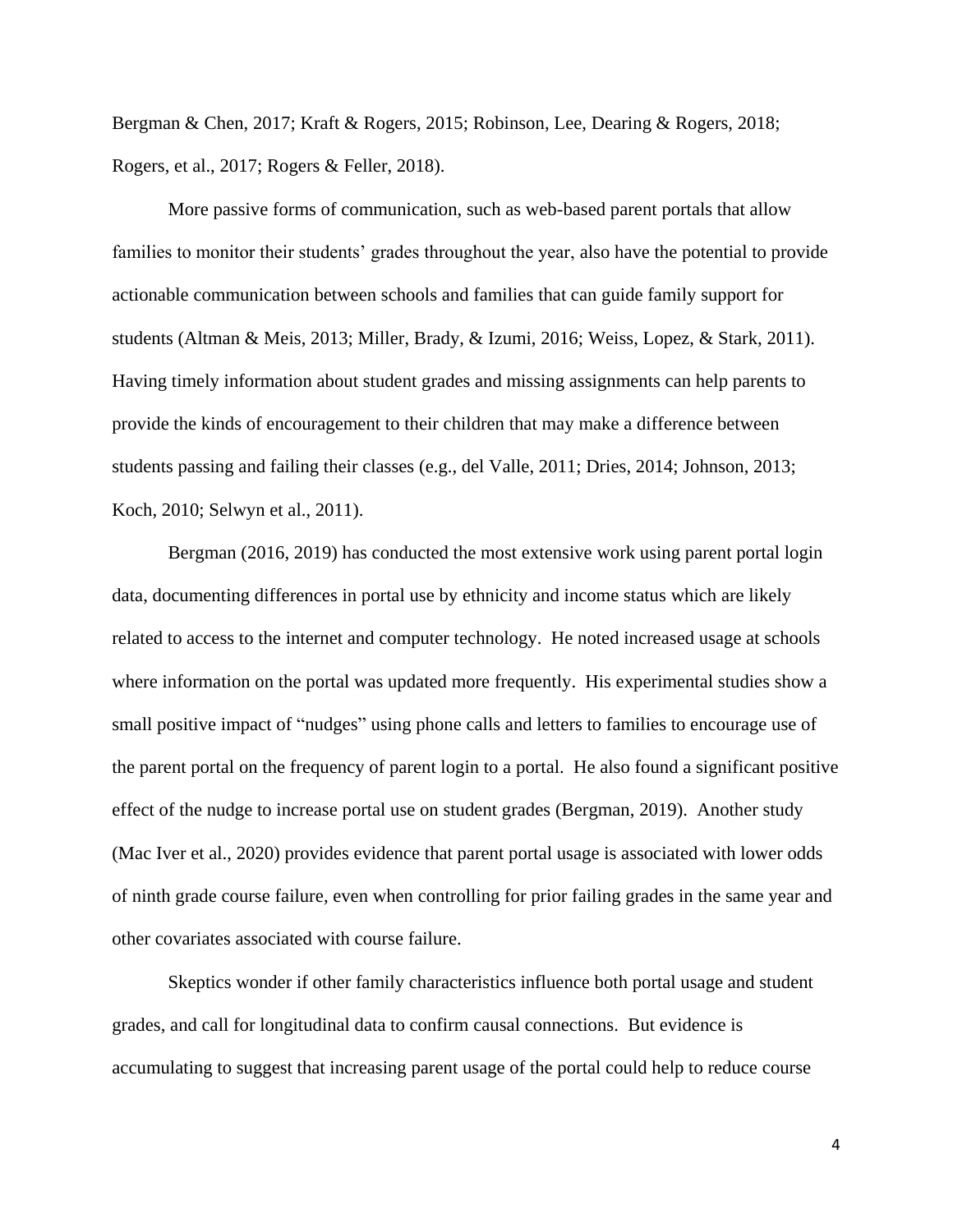Bergman & Chen, 2017; Kraft & Rogers, 2015; Robinson, Lee, Dearing & Rogers, 2018; Rogers, et al., 2017; Rogers & Feller, 2018).

More passive forms of communication, such as web-based parent portals that allow families to monitor their students' grades throughout the year, also have the potential to provide actionable communication between schools and families that can guide family support for students (Altman & Meis, 2013; Miller, Brady, & Izumi, 2016; Weiss, Lopez, & Stark, 2011). Having timely information about student grades and missing assignments can help parents to provide the kinds of encouragement to their children that may make a difference between students passing and failing their classes (e.g., del Valle, 2011; Dries, 2014; Johnson, 2013; Koch, 2010; Selwyn et al., 2011).

Bergman (2016, 2019) has conducted the most extensive work using parent portal login data, documenting differences in portal use by ethnicity and income status which are likely related to access to the internet and computer technology. He noted increased usage at schools where information on the portal was updated more frequently. His experimental studies show a small positive impact of "nudges" using phone calls and letters to families to encourage use of the parent portal on the frequency of parent login to a portal. He also found a significant positive effect of the nudge to increase portal use on student grades (Bergman, 2019). Another study (Mac Iver et al., 2020) provides evidence that parent portal usage is associated with lower odds of ninth grade course failure, even when controlling for prior failing grades in the same year and other covariates associated with course failure.

Skeptics wonder if other family characteristics influence both portal usage and student grades, and call for longitudinal data to confirm causal connections. But evidence is accumulating to suggest that increasing parent usage of the portal could help to reduce course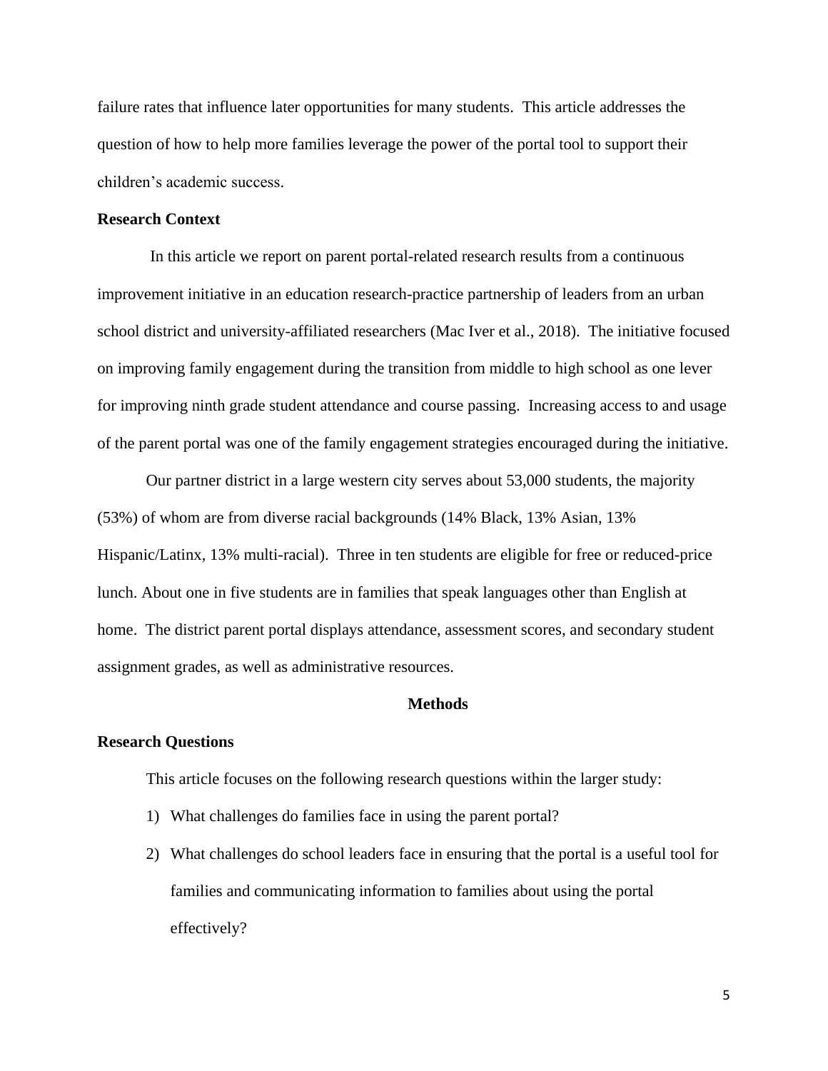failure rates that influence later opportunities for many students. This article addresses the question of how to help more families leverage the power of the portal tool to support their children's academic success.

### Research Context

In this article we report on parent portal-related research results from a continuous improvement initiative in an education research-practice partnership of leaders from an urban school district and university-affiliated researchers (Mac Iver et al., 2018). The initiative focused on improving family engagement during the transition from middle to high school as one lever for improving ninth grade student attendance and course passing. Increasing access to and usage of the parent portal was one of the family engagement strategies encouraged during the initiative.

Our partner district in a large western city serves about 53,000 students, the majority (53%) of whom are from diverse racial backgrounds (14% Black, 13% Asian, 13% Hispanic/Latinx, 13% multi-racial). Three in ten students are eligible for free or reduced-price lunch. About one in five students are in families that speak languages other than English at home. The district parent portal displays attendance, assessment scores, and secondary student assignment grades, as well as administrative resources.

## Methods

### Research Questions

This article focuses on the following research questions within the larger study:

1) What challenges do families face in using the parent portal?
2) What challenges do school leaders face in ensuring that the portal is a useful tool for families and communicating information to families about using the portal effectively?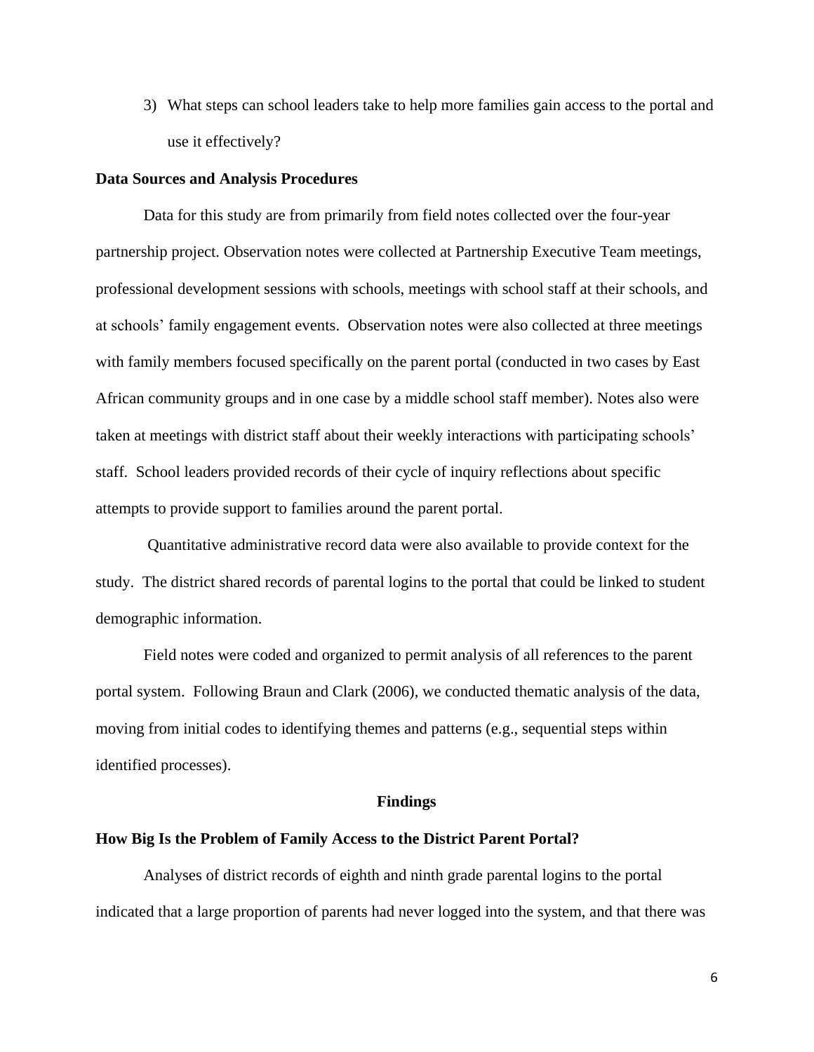3) What steps can school leaders take to help more families gain access to the portal and use it effectively?

**Data Sources and Analysis Procedures**

Data for this study are from primarily from field notes collected over the four-year partnership project. Observation notes were collected at Partnership Executive Team meetings, professional development sessions with schools, meetings with school staff at their schools, and at schools' family engagement events. Observation notes were also collected at three meetings with family members focused specifically on the parent portal (conducted in two cases by East African community groups and in one case by a middle school staff member). Notes also were taken at meetings with district staff about their weekly interactions with participating schools' staff. School leaders provided records of their cycle of inquiry reflections about specific attempts to provide support to families around the parent portal.

Quantitative administrative record data were also available to provide context for the study. The district shared records of parental logins to the portal that could be linked to student demographic information.

Field notes were coded and organized to permit analysis of all references to the parent portal system. Following Braun and Clark (2006), we conducted thematic analysis of the data, moving from initial codes to identifying themes and patterns (e.g., sequential steps within identified processes).

## Findings

**How Big Is the Problem of Family Access to the District Parent Portal?**

Analyses of district records of eighth and ninth grade parental logins to the portal indicated that a large proportion of parents had never logged into the system, and that there was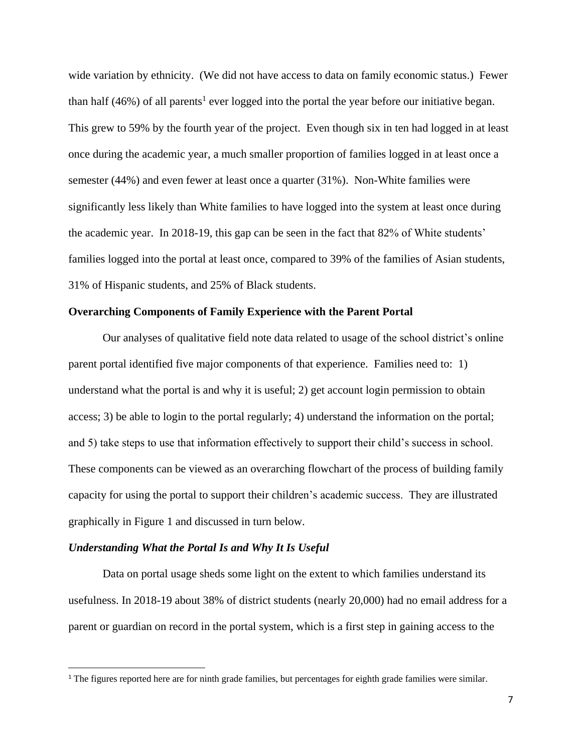wide variation by ethnicity. (We did not have access to data on family economic status.) Fewer than half (46%) of all parents[1] ever logged into the portal the year before our initiative began. This grew to 59% by the fourth year of the project. Even though six in ten had logged in at least once during the academic year, a much smaller proportion of families logged in at least once a semester (44%) and even fewer at least once a quarter (31%). Non-White families were significantly less likely than White families to have logged into the system at least once during the academic year. In 2018-19, this gap can be seen in the fact that 82% of White students' families logged into the portal at least once, compared to 39% of the families of Asian students, 31% of Hispanic students, and 25% of Black students.

**Overarching Components of Family Experience with the Parent Portal**

Our analyses of qualitative field note data related to usage of the school district's online parent portal identified five major components of that experience. Families need to: 1) understand what the portal is and why it is useful; 2) get account login permission to obtain access; 3) be able to login to the portal regularly; 4) understand the information on the portal; and 5) take steps to use that information effectively to support their child's success in school. These components can be viewed as an overarching flowchart of the process of building family capacity for using the portal to support their children's academic success. They are illustrated graphically in Figure 1 and discussed in turn below.

***Understanding What the Portal Is and Why It Is Useful***

Data on portal usage sheds some light on the extent to which families understand its usefulness. In 2018-19 about 38% of district students (nearly 20,000) had no email address for a parent or guardian on record in the portal system, which is a first step in gaining access to the

[1] The figures reported here are for ninth grade families, but percentages for eighth grade families were similar.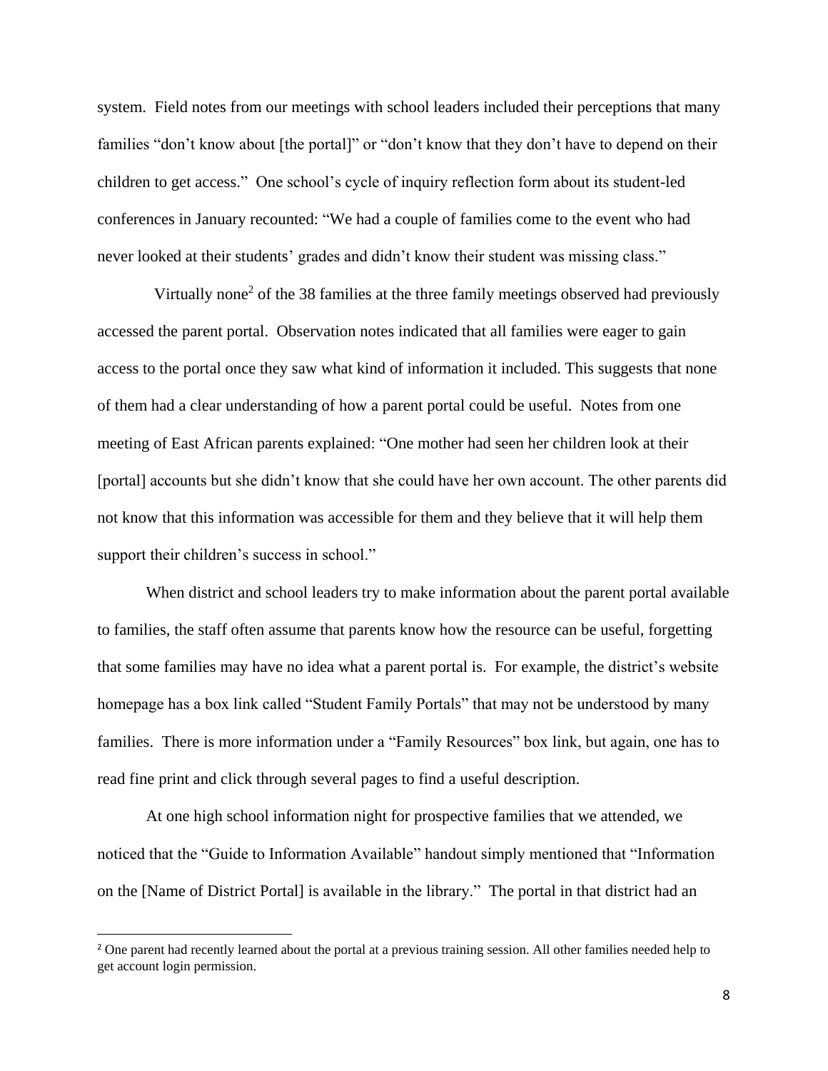system. Field notes from our meetings with school leaders included their perceptions that many families "don't know about [the portal]" or "don't know that they don't have to depend on their children to get access." One school's cycle of inquiry reflection form about its student-led conferences in January recounted: "We had a couple of families come to the event who had never looked at their students' grades and didn't know their student was missing class."

Virtually none[2] of the 38 families at the three family meetings observed had previously accessed the parent portal. Observation notes indicated that all families were eager to gain access to the portal once they saw what kind of information it included. This suggests that none of them had a clear understanding of how a parent portal could be useful. Notes from one meeting of East African parents explained: "One mother had seen her children look at their [portal] accounts but she didn't know that she could have her own account. The other parents did not know that this information was accessible for them and they believe that it will help them support their children's success in school."

When district and school leaders try to make information about the parent portal available to families, the staff often assume that parents know how the resource can be useful, forgetting that some families may have no idea what a parent portal is. For example, the district's website homepage has a box link called "Student Family Portals" that may not be understood by many families. There is more information under a "Family Resources" box link, but again, one has to read fine print and click through several pages to find a useful description.

At one high school information night for prospective families that we attended, we noticed that the "Guide to Information Available" handout simply mentioned that "Information on the [Name of District Portal] is available in the library." The portal in that district had an

[2] One parent had recently learned about the portal at a previous training session. All other families needed help to get account login permission.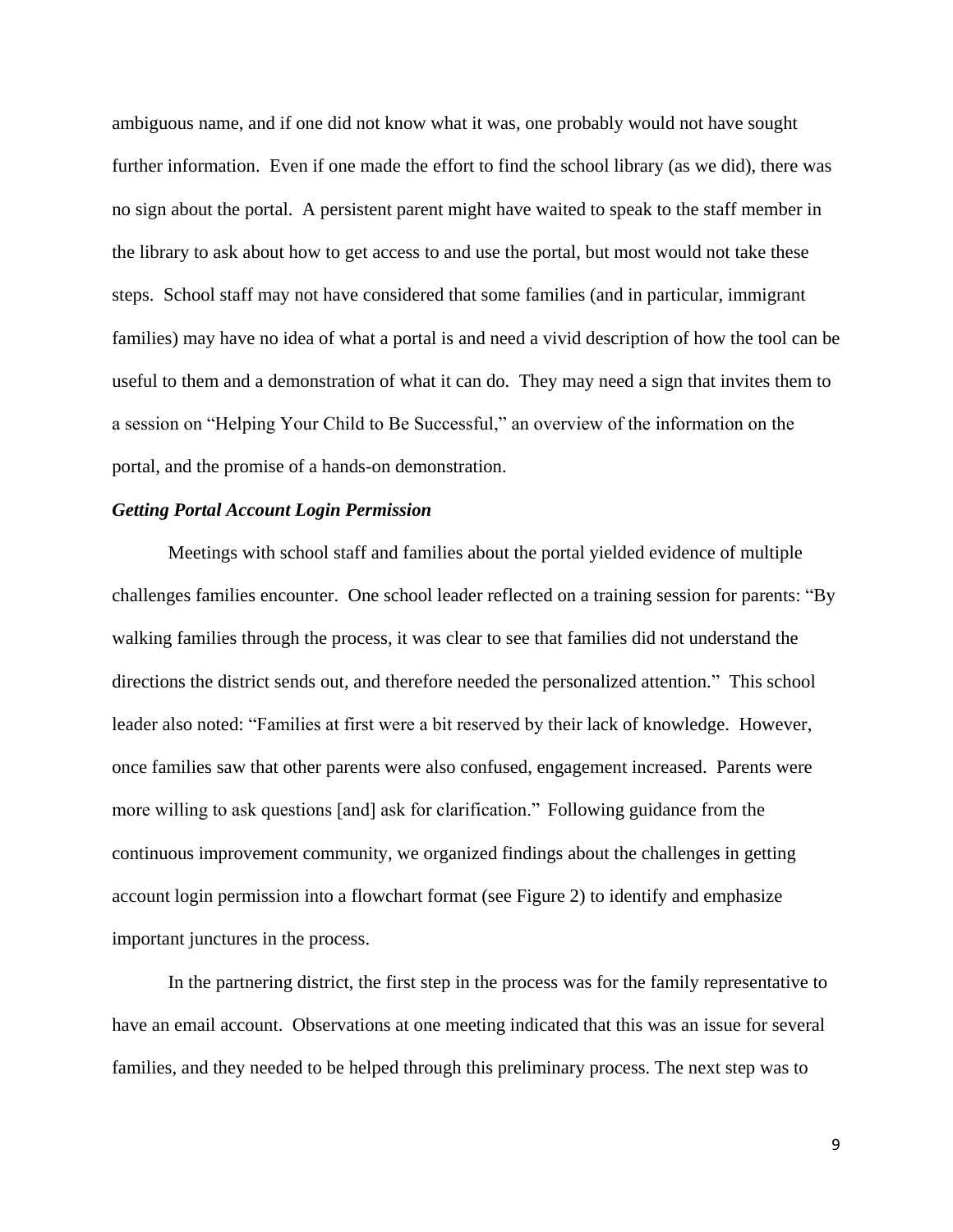ambiguous name, and if one did not know what it was, one probably would not have sought further information. Even if one made the effort to find the school library (as we did), there was no sign about the portal. A persistent parent might have waited to speak to the staff member in the library to ask about how to get access to and use the portal, but most would not take these steps. School staff may not have considered that some families (and in particular, immigrant families) may have no idea of what a portal is and need a vivid description of how the tool can be useful to them and a demonstration of what it can do. They may need a sign that invites them to a session on "Helping Your Child to Be Successful," an overview of the information on the portal, and the promise of a hands-on demonstration.

### *Getting Portal Account Login Permission*

Meetings with school staff and families about the portal yielded evidence of multiple challenges families encounter. One school leader reflected on a training session for parents: "By walking families through the process, it was clear to see that families did not understand the directions the district sends out, and therefore needed the personalized attention." This school leader also noted: "Families at first were a bit reserved by their lack of knowledge. However, once families saw that other parents were also confused, engagement increased. Parents were more willing to ask questions [and] ask for clarification." Following guidance from the continuous improvement community, we organized findings about the challenges in getting account login permission into a flowchart format (see Figure 2) to identify and emphasize important junctures in the process.

In the partnering district, the first step in the process was for the family representative to have an email account. Observations at one meeting indicated that this was an issue for several families, and they needed to be helped through this preliminary process. The next step was to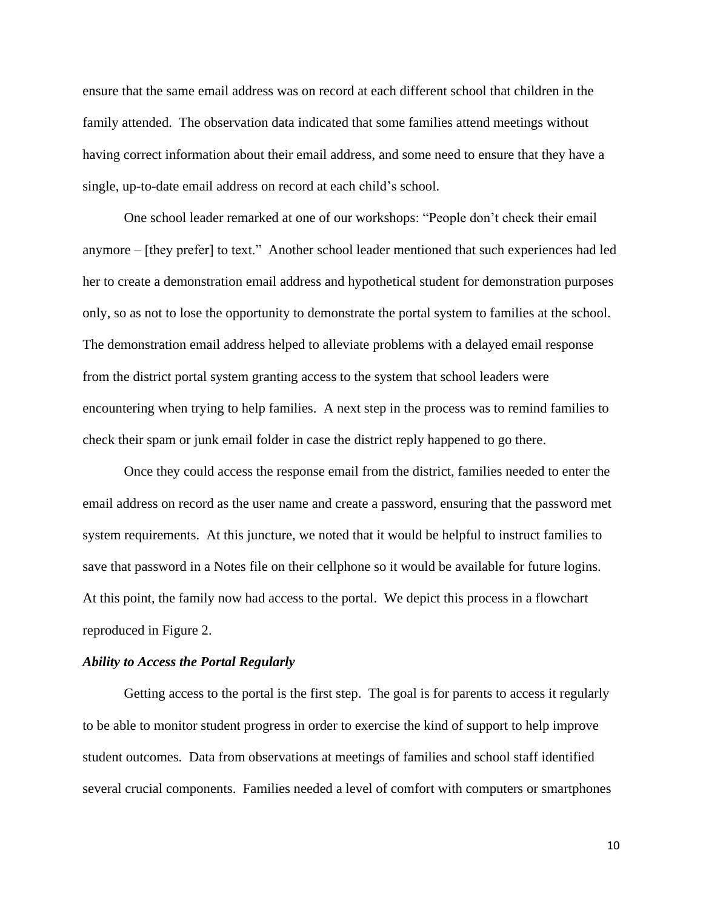ensure that the same email address was on record at each different school that children in the family attended. The observation data indicated that some families attend meetings without having correct information about their email address, and some need to ensure that they have a single, up-to-date email address on record at each child's school.

One school leader remarked at one of our workshops: "People don't check their email anymore – [they prefer] to text." Another school leader mentioned that such experiences had led her to create a demonstration email address and hypothetical student for demonstration purposes only, so as not to lose the opportunity to demonstrate the portal system to families at the school. The demonstration email address helped to alleviate problems with a delayed email response from the district portal system granting access to the system that school leaders were encountering when trying to help families. A next step in the process was to remind families to check their spam or junk email folder in case the district reply happened to go there.

Once they could access the response email from the district, families needed to enter the email address on record as the user name and create a password, ensuring that the password met system requirements. At this juncture, we noted that it would be helpful to instruct families to save that password in a Notes file on their cellphone so it would be available for future logins. At this point, the family now had access to the portal. We depict this process in a flowchart reproduced in Figure 2.

### *Ability to Access the Portal Regularly*

Getting access to the portal is the first step. The goal is for parents to access it regularly to be able to monitor student progress in order to exercise the kind of support to help improve student outcomes. Data from observations at meetings of families and school staff identified several crucial components. Families needed a level of comfort with computers or smartphones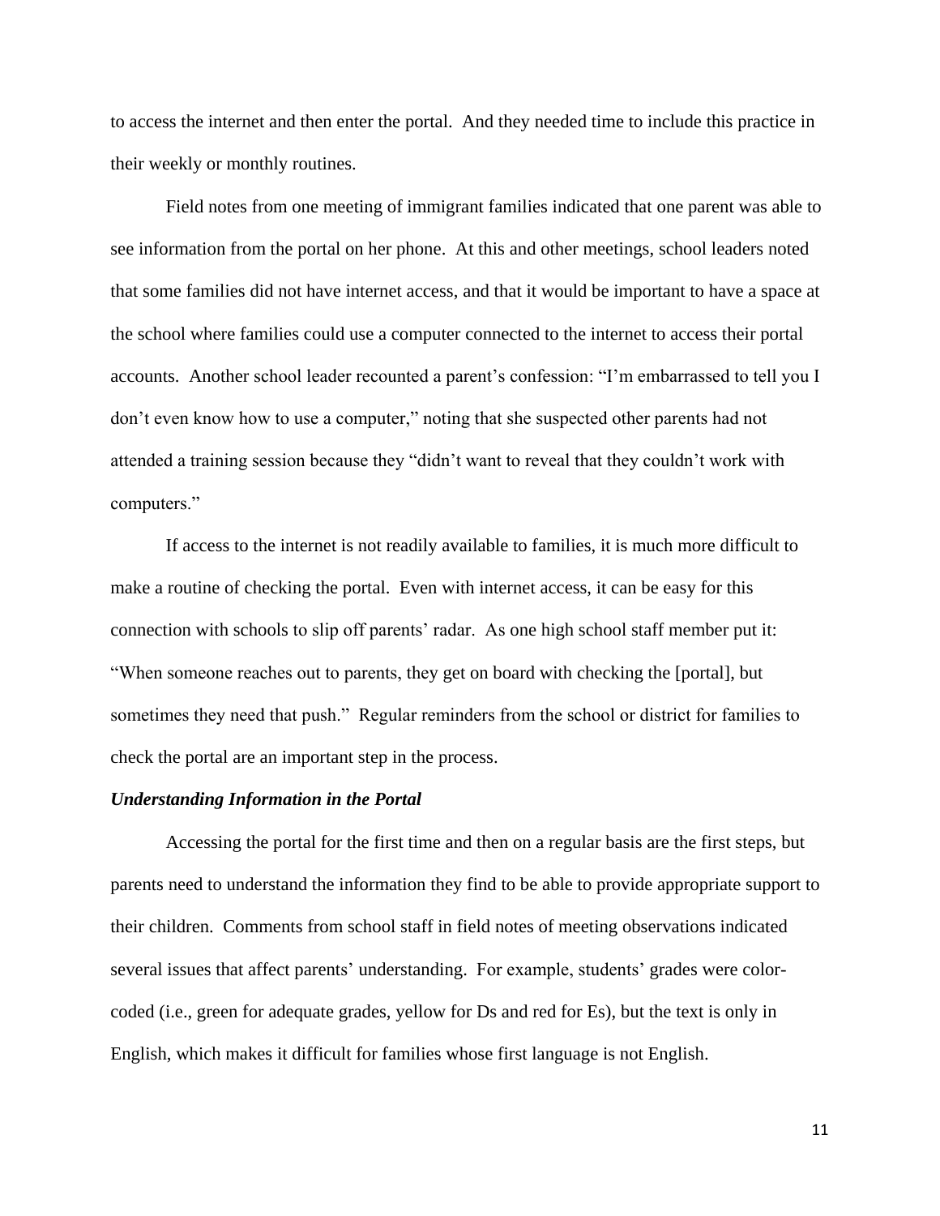to access the internet and then enter the portal. And they needed time to include this practice in their weekly or monthly routines.

Field notes from one meeting of immigrant families indicated that one parent was able to see information from the portal on her phone. At this and other meetings, school leaders noted that some families did not have internet access, and that it would be important to have a space at the school where families could use a computer connected to the internet to access their portal accounts. Another school leader recounted a parent's confession: "I'm embarrassed to tell you I don't even know how to use a computer," noting that she suspected other parents had not attended a training session because they "didn't want to reveal that they couldn't work with computers."

If access to the internet is not readily available to families, it is much more difficult to make a routine of checking the portal. Even with internet access, it can be easy for this connection with schools to slip off parents' radar. As one high school staff member put it: "When someone reaches out to parents, they get on board with checking the [portal], but sometimes they need that push." Regular reminders from the school or district for families to check the portal are an important step in the process.

***Understanding Information in the Portal***

Accessing the portal for the first time and then on a regular basis are the first steps, but parents need to understand the information they find to be able to provide appropriate support to their children. Comments from school staff in field notes of meeting observations indicated several issues that affect parents' understanding. For example, students' grades were color-coded (i.e., green for adequate grades, yellow for Ds and red for Es), but the text is only in English, which makes it difficult for families whose first language is not English.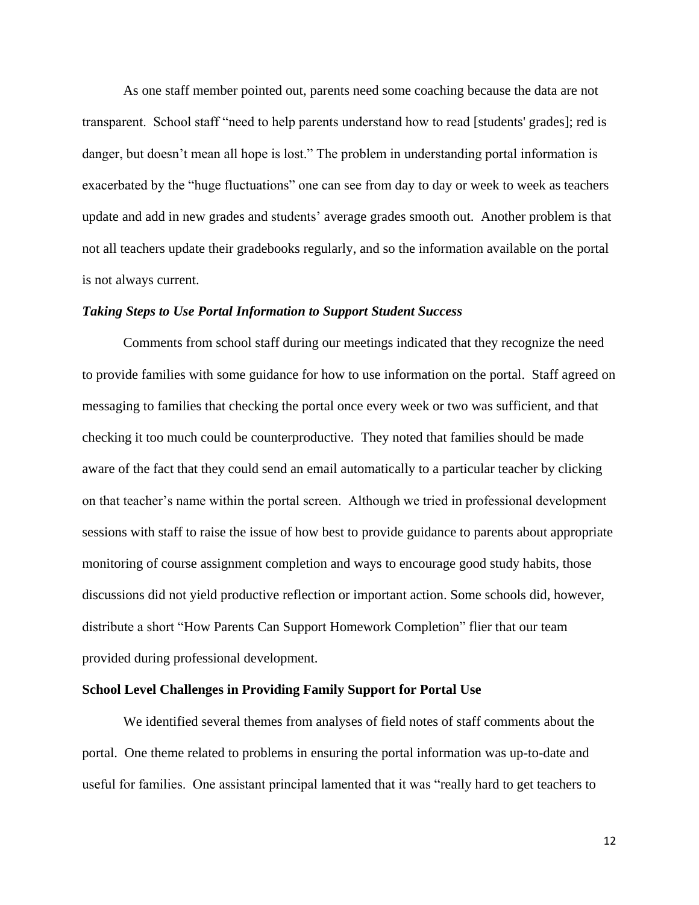As one staff member pointed out, parents need some coaching because the data are not transparent. School staff "need to help parents understand how to read [students' grades]; red is danger, but doesn't mean all hope is lost." The problem in understanding portal information is exacerbated by the "huge fluctuations" one can see from day to day or week to week as teachers update and add in new grades and students' average grades smooth out. Another problem is that not all teachers update their gradebooks regularly, and so the information available on the portal is not always current.

### *Taking Steps to Use Portal Information to Support Student Success*

Comments from school staff during our meetings indicated that they recognize the need to provide families with some guidance for how to use information on the portal. Staff agreed on messaging to families that checking the portal once every week or two was sufficient, and that checking it too much could be counterproductive. They noted that families should be made aware of the fact that they could send an email automatically to a particular teacher by clicking on that teacher's name within the portal screen. Although we tried in professional development sessions with staff to raise the issue of how best to provide guidance to parents about appropriate monitoring of course assignment completion and ways to encourage good study habits, those discussions did not yield productive reflection or important action. Some schools did, however, distribute a short "How Parents Can Support Homework Completion" flier that our team provided during professional development.

## School Level Challenges in Providing Family Support for Portal Use

We identified several themes from analyses of field notes of staff comments about the portal. One theme related to problems in ensuring the portal information was up-to-date and useful for families. One assistant principal lamented that it was "really hard to get teachers to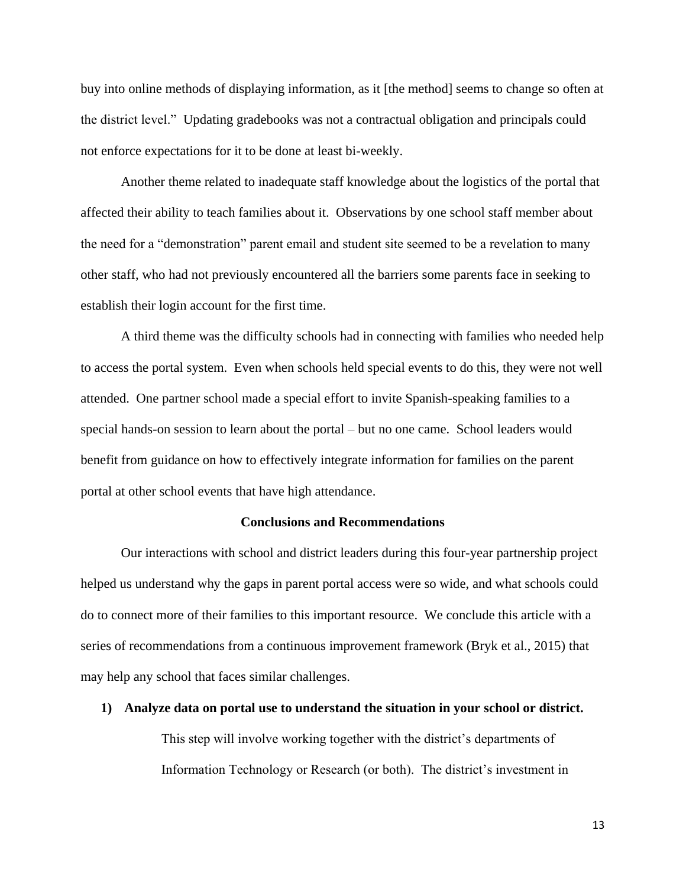buy into online methods of displaying information, as it [the method] seems to change so often at the district level." Updating gradebooks was not a contractual obligation and principals could not enforce expectations for it to be done at least bi-weekly.

Another theme related to inadequate staff knowledge about the logistics of the portal that affected their ability to teach families about it. Observations by one school staff member about the need for a "demonstration" parent email and student site seemed to be a revelation to many other staff, who had not previously encountered all the barriers some parents face in seeking to establish their login account for the first time.

A third theme was the difficulty schools had in connecting with families who needed help to access the portal system. Even when schools held special events to do this, they were not well attended. One partner school made a special effort to invite Spanish-speaking families to a special hands-on session to learn about the portal – but no one came. School leaders would benefit from guidance on how to effectively integrate information for families on the parent portal at other school events that have high attendance.

## Conclusions and Recommendations

Our interactions with school and district leaders during this four-year partnership project helped us understand why the gaps in parent portal access were so wide, and what schools could do to connect more of their families to this important resource. We conclude this article with a series of recommendations from a continuous improvement framework (Bryk et al., 2015) that may help any school that faces similar challenges.

1) **Analyze data on portal use to understand the situation in your school or district.**

   This step will involve working together with the district's departments of Information Technology or Research (or both). The district's investment in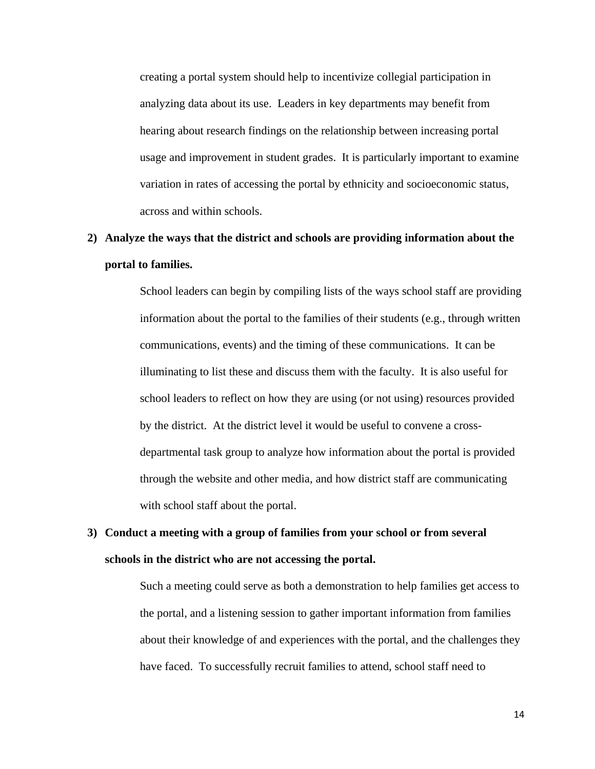creating a portal system should help to incentivize collegial participation in analyzing data about its use. Leaders in key departments may benefit from hearing about research findings on the relationship between increasing portal usage and improvement in student grades. It is particularly important to examine variation in rates of accessing the portal by ethnicity and socioeconomic status, across and within schools.

2) **Analyze the ways that the district and schools are providing information about the portal to families.**

   School leaders can begin by compiling lists of the ways school staff are providing information about the portal to the families of their students (e.g., through written communications, events) and the timing of these communications. It can be illuminating to list these and discuss them with the faculty. It is also useful for school leaders to reflect on how they are using (or not using) resources provided by the district. At the district level it would be useful to convene a cross-departmental task group to analyze how information about the portal is provided through the website and other media, and how district staff are communicating with school staff about the portal.

3) **Conduct a meeting with a group of families from your school or from several schools in the district who are not accessing the portal.**

   Such a meeting could serve as both a demonstration to help families get access to the portal, and a listening session to gather important information from families about their knowledge of and experiences with the portal, and the challenges they have faced. To successfully recruit families to attend, school staff need to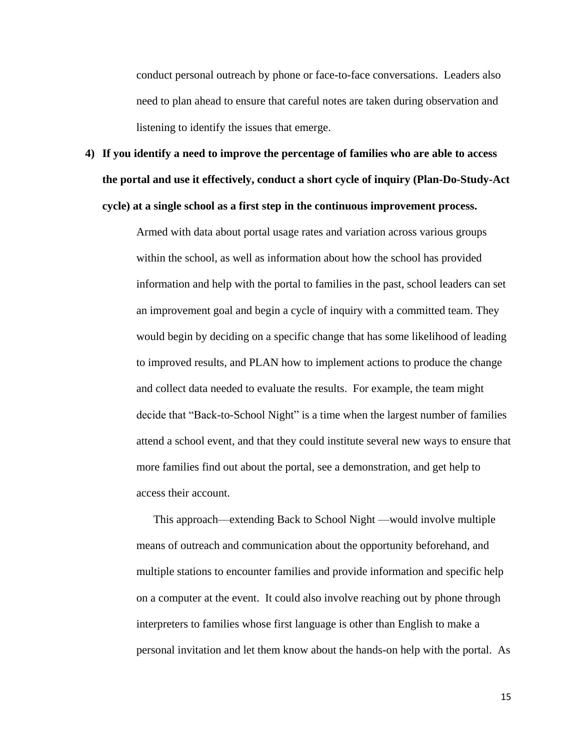conduct personal outreach by phone or face-to-face conversations. Leaders also need to plan ahead to ensure that careful notes are taken during observation and listening to identify the issues that emerge.

4) **If you identify a need to improve the percentage of families who are able to access the portal and use it effectively, conduct a short cycle of inquiry (Plan-Do-Study-Act cycle) at a single school as a first step in the continuous improvement process.**

   Armed with data about portal usage rates and variation across various groups within the school, as well as information about how the school has provided information and help with the portal to families in the past, school leaders can set an improvement goal and begin a cycle of inquiry with a committed team. They would begin by deciding on a specific change that has some likelihood of leading to improved results, and PLAN how to implement actions to produce the change and collect data needed to evaluate the results. For example, the team might decide that "Back-to-School Night" is a time when the largest number of families attend a school event, and that they could institute several new ways to ensure that more families find out about the portal, see a demonstration, and get help to access their account.

   This approach—extending Back to School Night —would involve multiple means of outreach and communication about the opportunity beforehand, and multiple stations to encounter families and provide information and specific help on a computer at the event. It could also involve reaching out by phone through interpreters to families whose first language is other than English to make a personal invitation and let them know about the hands-on help with the portal. As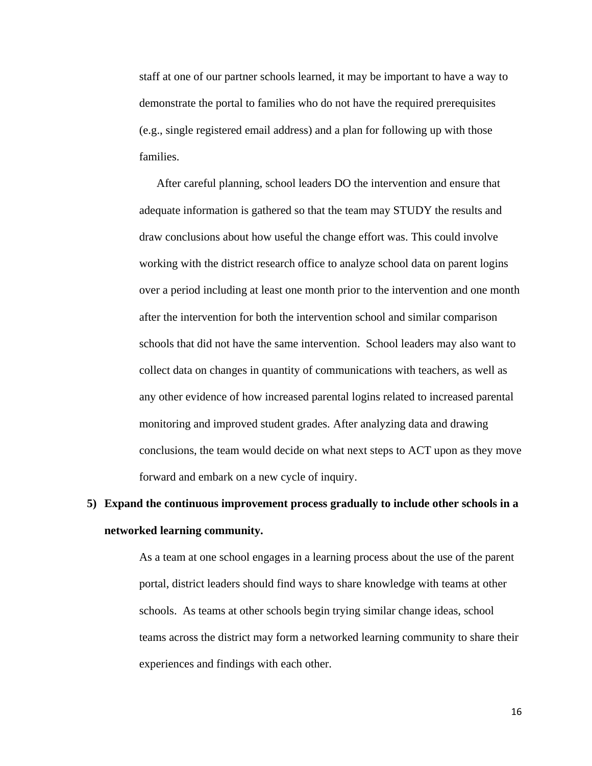staff at one of our partner schools learned, it may be important to have a way to demonstrate the portal to families who do not have the required prerequisites (e.g., single registered email address) and a plan for following up with those families.

After careful planning, school leaders DO the intervention and ensure that adequate information is gathered so that the team may STUDY the results and draw conclusions about how useful the change effort was. This could involve working with the district research office to analyze school data on parent logins over a period including at least one month prior to the intervention and one month after the intervention for both the intervention school and similar comparison schools that did not have the same intervention. School leaders may also want to collect data on changes in quantity of communications with teachers, as well as any other evidence of how increased parental logins related to increased parental monitoring and improved student grades. After analyzing data and drawing conclusions, the team would decide on what next steps to ACT upon as they move forward and embark on a new cycle of inquiry.

5) **Expand the continuous improvement process gradually to include other schools in a networked learning community.**

   As a team at one school engages in a learning process about the use of the parent portal, district leaders should find ways to share knowledge with teams at other schools. As teams at other schools begin trying similar change ideas, school teams across the district may form a networked learning community to share their experiences and findings with each other.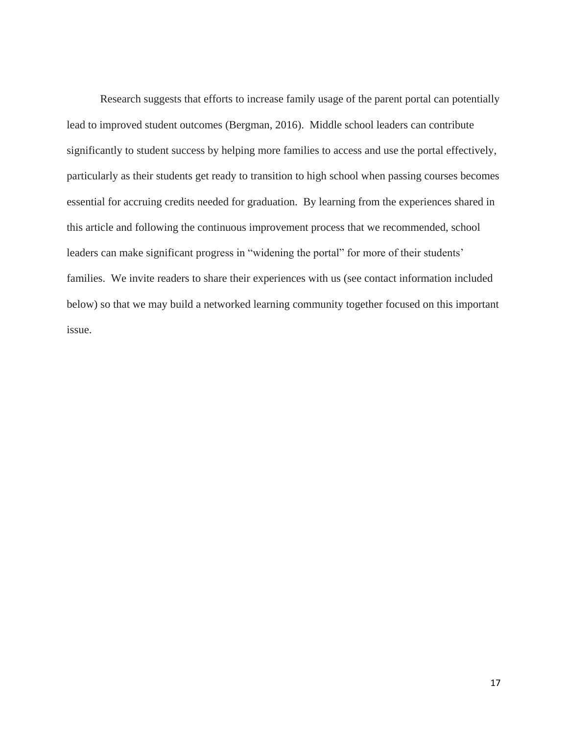Research suggests that efforts to increase family usage of the parent portal can potentially lead to improved student outcomes (Bergman, 2016). Middle school leaders can contribute significantly to student success by helping more families to access and use the portal effectively, particularly as their students get ready to transition to high school when passing courses becomes essential for accruing credits needed for graduation. By learning from the experiences shared in this article and following the continuous improvement process that we recommended, school leaders can make significant progress in "widening the portal" for more of their students' families. We invite readers to share their experiences with us (see contact information included below) so that we may build a networked learning community together focused on this important issue.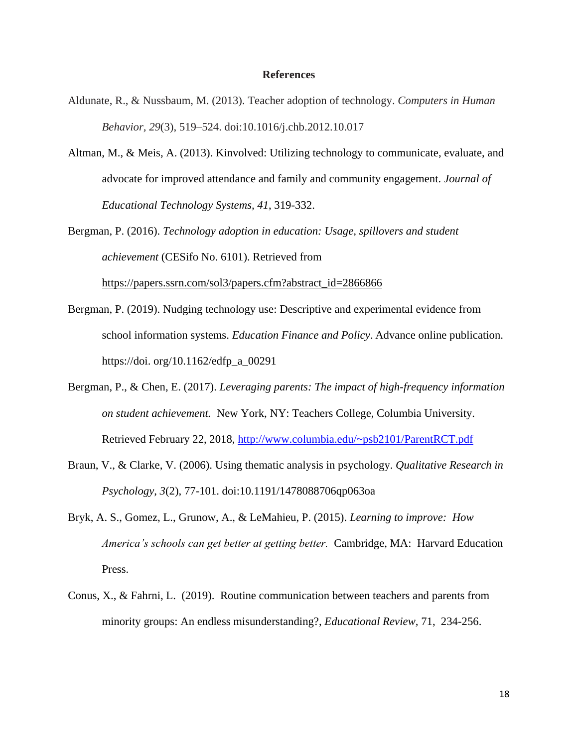# References

Aldunate, R., & Nussbaum, M. (2013). Teacher adoption of technology. *Computers in Human Behavior, 29*(3), 519–524. doi:10.1016/j.chb.2012.10.017

Altman, M., & Meis, A. (2013). Kinvolved: Utilizing technology to communicate, evaluate, and advocate for improved attendance and family and community engagement. *Journal of Educational Technology Systems*, *41*, 319-332.

Bergman, P. (2016). *Technology adoption in education: Usage, spillovers and student achievement* (CESifo No. 6101). Retrieved from https://papers.ssrn.com/sol3/papers.cfm?abstract_id=2866866

Bergman, P. (2019). Nudging technology use: Descriptive and experimental evidence from school information systems. *Education Finance and Policy*. Advance online publication. https://doi. org/10.1162/edfp_a_00291

Bergman, P., & Chen, E. (2017). *Leveraging parents: The impact of high-frequency information on student achievement.* New York, NY: Teachers College, Columbia University. Retrieved February 22, 2018, http://www.columbia.edu/~psb2101/ParentRCT.pdf

Braun, V., & Clarke, V. (2006). Using thematic analysis in psychology. *Qualitative Research in Psychology*, *3*(2), 77-101. doi:10.1191/1478088706qp063oa

Bryk, A. S., Gomez, L., Grunow, A., & LeMahieu, P. (2015). *Learning to improve: How America's schools can get better at getting better.* Cambridge, MA: Harvard Education Press.

Conus, X., & Fahrni, L. (2019). Routine communication between teachers and parents from minority groups: An endless misunderstanding?, *Educational Review*, 71, 234-256.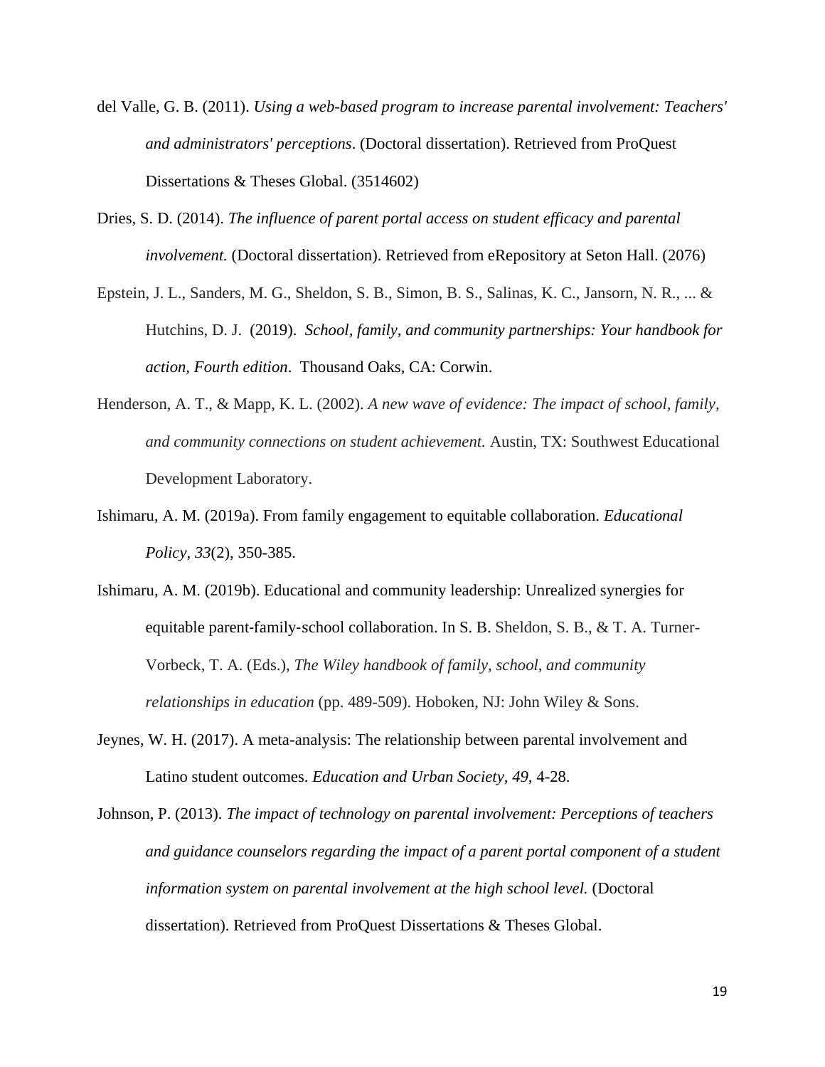del Valle, G. B. (2011). *Using a web-based program to increase parental involvement: Teachers' and administrators' perceptions*. (Doctoral dissertation). Retrieved from ProQuest Dissertations & Theses Global. (3514602)

Dries, S. D. (2014). *The influence of parent portal access on student efficacy and parental involvement.* (Doctoral dissertation). Retrieved from eRepository at Seton Hall. (2076)

Epstein, J. L., Sanders, M. G., Sheldon, S. B., Simon, B. S., Salinas, K. C., Jansorn, N. R., ... & Hutchins, D. J. (2019). *School, family, and community partnerships: Your handbook for action, Fourth edition*. Thousand Oaks, CA: Corwin.

Henderson, A. T., & Mapp, K. L. (2002). *A new wave of evidence: The impact of school, family, and community connections on student achievement.* Austin, TX: Southwest Educational Development Laboratory.

Ishimaru, A. M. (2019a). From family engagement to equitable collaboration. *Educational Policy, 33*(2), 350-385.

Ishimaru, A. M. (2019b). Educational and community leadership: Unrealized synergies for equitable parent-family-school collaboration. In S. B. Sheldon, S. B., & T. A. Turner-Vorbeck, T. A. (Eds.), *The Wiley handbook of family, school, and community relationships in education* (pp. 489-509). Hoboken, NJ: John Wiley & Sons.

Jeynes, W. H. (2017). A meta-analysis: The relationship between parental involvement and Latino student outcomes. *Education and Urban Society, 49,* 4-28.

Johnson, P. (2013). *The impact of technology on parental involvement: Perceptions of teachers and guidance counselors regarding the impact of a parent portal component of a student information system on parental involvement at the high school level.* (Doctoral dissertation). Retrieved from ProQuest Dissertations & Theses Global.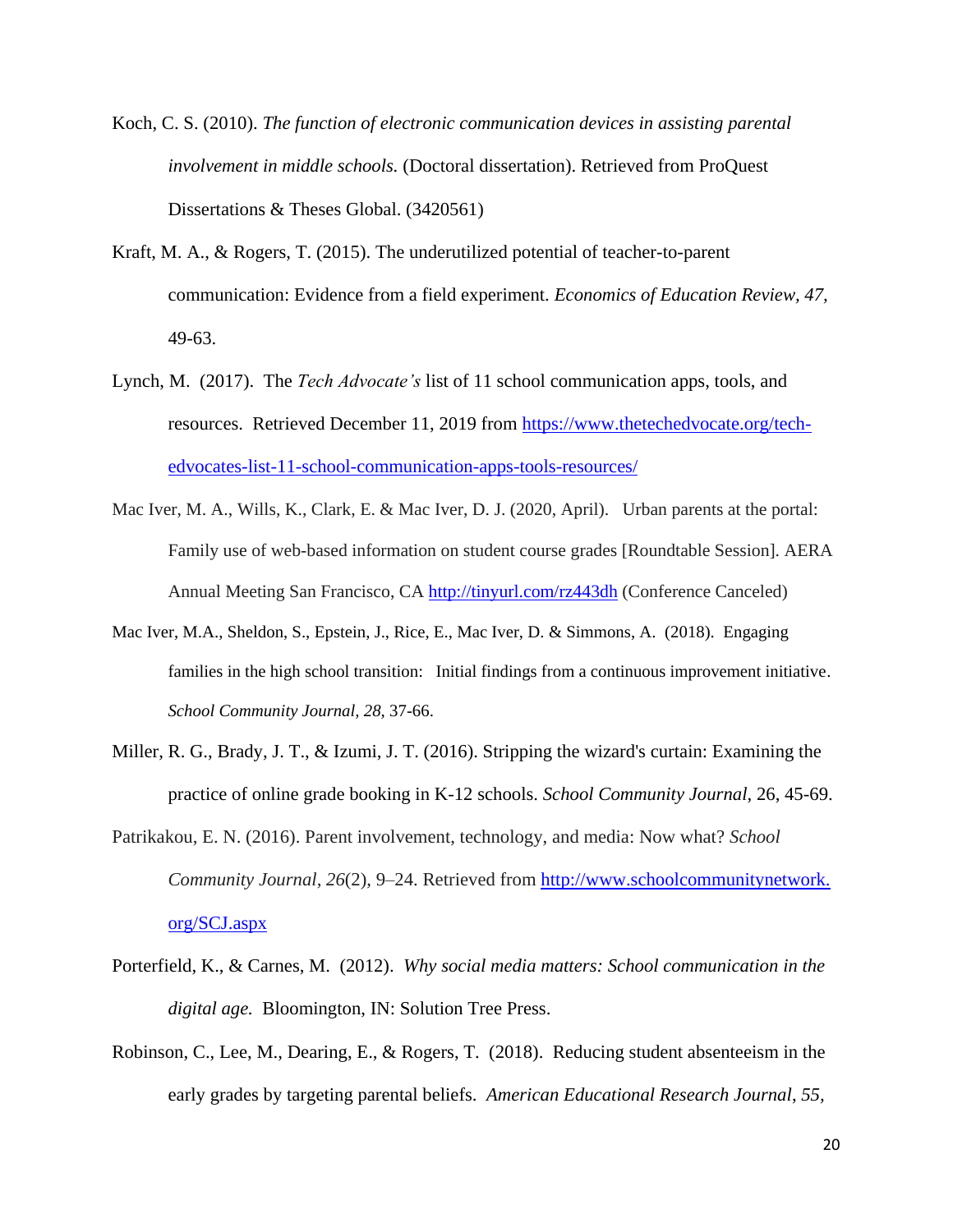Koch, C. S. (2010). *The function of electronic communication devices in assisting parental involvement in middle schools.* (Doctoral dissertation). Retrieved from ProQuest Dissertations & Theses Global. (3420561)

Kraft, M. A., & Rogers, T. (2015). The underutilized potential of teacher-to-parent communication: Evidence from a field experiment. *Economics of Education Review, 47,* 49-63.

Lynch, M. (2017). The *Tech Advocate's* list of 11 school communication apps, tools, and resources. Retrieved December 11, 2019 from https://www.thetechedvocate.org/tech-edvocates-list-11-school-communication-apps-tools-resources/

Mac Iver, M. A., Wills, K., Clark, E. & Mac Iver, D. J. (2020, April). Urban parents at the portal: Family use of web-based information on student course grades [Roundtable Session]. AERA Annual Meeting San Francisco, CA http://tinyurl.com/rz443dh (Conference Canceled)

Mac Iver, M.A., Sheldon, S., Epstein, J., Rice, E., Mac Iver, D. & Simmons, A. (2018). Engaging families in the high school transition: Initial findings from a continuous improvement initiative. *School Community Journal, 28,* 37-66.

Miller, R. G., Brady, J. T., & Izumi, J. T. (2016). Stripping the wizard's curtain: Examining the practice of online grade booking in K-12 schools. *School Community Journal*, 26, 45-69.

Patrikakou, E. N. (2016). Parent involvement, technology, and media: Now what? *School Community Journal, 26*(2), 9–24. Retrieved from http://www.schoolcommunitynetwork.org/SCJ.aspx

Porterfield, K., & Carnes, M. (2012). *Why social media matters: School communication in the digital age.* Bloomington, IN: Solution Tree Press.

Robinson, C., Lee, M., Dearing, E., & Rogers, T. (2018). Reducing student absenteeism in the early grades by targeting parental beliefs. *American Educational Research Journal, 55,*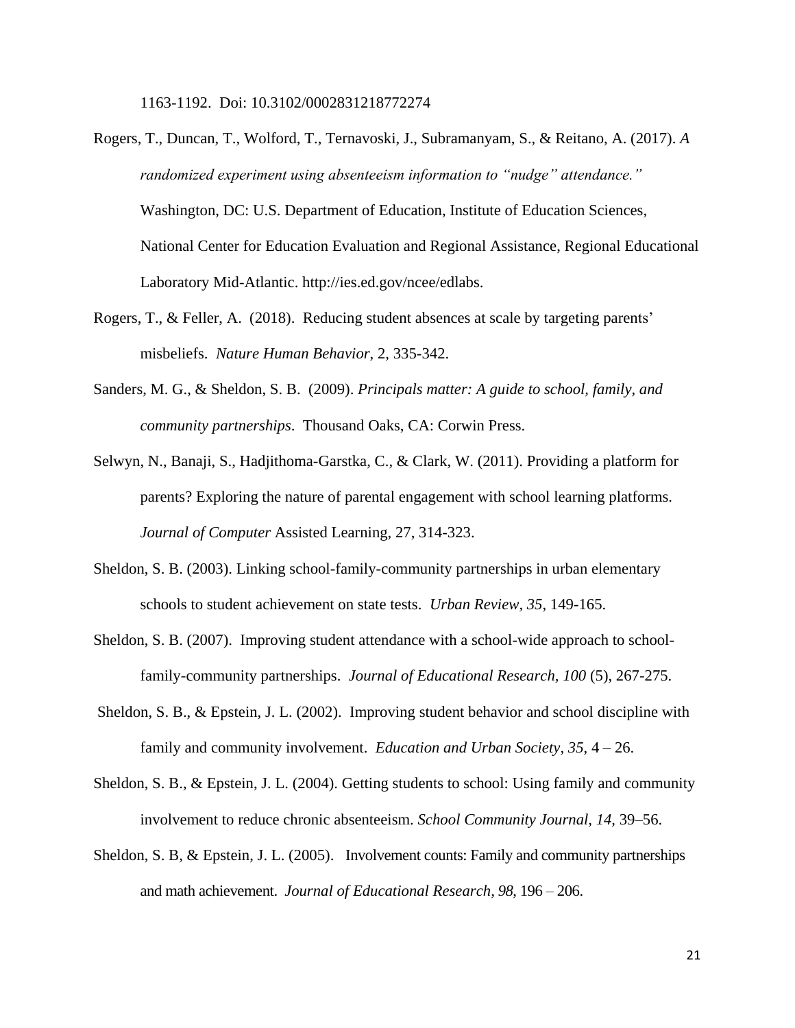1163-1192. Doi: 10.3102/0002831218772274

Rogers, T., Duncan, T., Wolford, T., Ternavoski, J., Subramanyam, S., & Reitano, A. (2017). *A randomized experiment using absenteeism information to "nudge" attendance."* Washington, DC: U.S. Department of Education, Institute of Education Sciences, National Center for Education Evaluation and Regional Assistance, Regional Educational Laboratory Mid-Atlantic. http://ies.ed.gov/ncee/edlabs.

Rogers, T., & Feller, A. (2018). Reducing student absences at scale by targeting parents' misbeliefs. *Nature Human Behavior*, 2, 335-342.

Sanders, M. G., & Sheldon, S. B. (2009). *Principals matter: A guide to school, family, and community partnerships*. Thousand Oaks, CA: Corwin Press.

Selwyn, N., Banaji, S., Hadjithoma-Garstka, C., & Clark, W. (2011). Providing a platform for parents? Exploring the nature of parental engagement with school learning platforms. *Journal of Computer* Assisted Learning, 27, 314-323.

Sheldon, S. B. (2003). Linking school-family-community partnerships in urban elementary schools to student achievement on state tests. *Urban Review, 35*, 149-165.

Sheldon, S. B. (2007). Improving student attendance with a school-wide approach to school-family-community partnerships. *Journal of Educational Research, 100* (5), 267-275.

Sheldon, S. B., & Epstein, J. L. (2002). Improving student behavior and school discipline with family and community involvement. *Education and Urban Society, 35*, 4 – 26.

Sheldon, S. B., & Epstein, J. L. (2004). Getting students to school: Using family and community involvement to reduce chronic absenteeism. *School Community Journal, 14*, 39–56.

Sheldon, S. B, & Epstein, J. L. (2005). Involvement counts: Family and community partnerships and math achievement. *Journal of Educational Research, 98*, 196 – 206.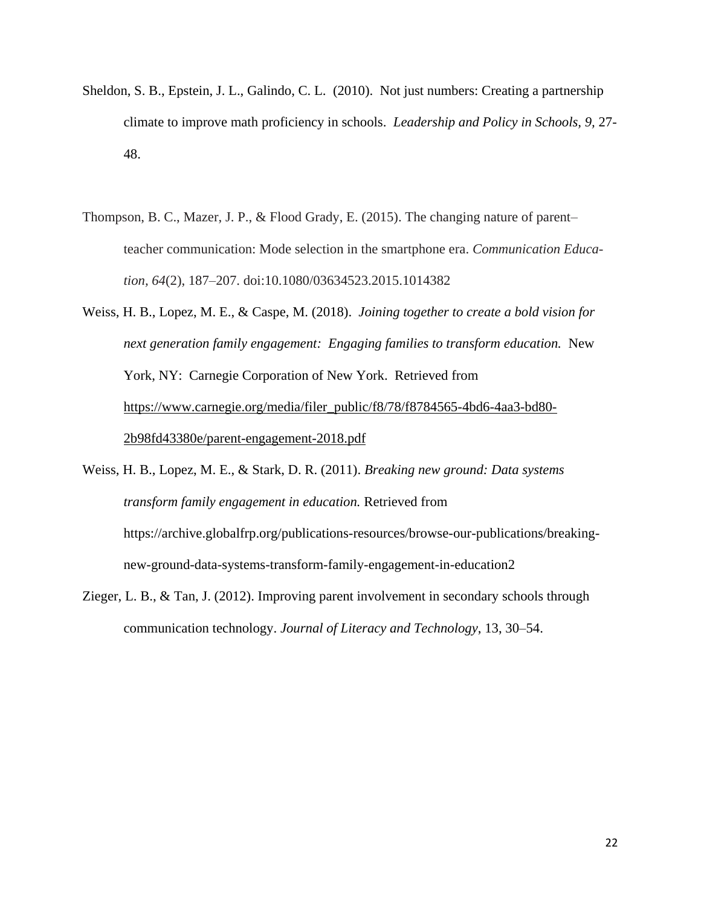Sheldon, S. B., Epstein, J. L., Galindo, C. L. (2010). Not just numbers: Creating a partnership climate to improve math proficiency in schools. *Leadership and Policy in Schools, 9*, 27-48.

Thompson, B. C., Mazer, J. P., & Flood Grady, E. (2015). The changing nature of parent–teacher communication: Mode selection in the smartphone era. *Communication Education*, *64*(2), 187–207. doi:10.1080/03634523.2015.1014382

Weiss, H. B., Lopez, M. E., & Caspe, M. (2018). *Joining together to create a bold vision for next generation family engagement: Engaging families to transform education.* New York, NY: Carnegie Corporation of New York. Retrieved from https://www.carnegie.org/media/filer_public/f8/78/f8784565-4bd6-4aa3-bd80-2b98fd43380e/parent-engagement-2018.pdf

Weiss, H. B., Lopez, M. E., & Stark, D. R. (2011). *Breaking new ground: Data systems transform family engagement in education.* Retrieved from https://archive.globalfrp.org/publications-resources/browse-our-publications/breaking-new-ground-data-systems-transform-family-engagement-in-education2

Zieger, L. B., & Tan, J. (2012). Improving parent involvement in secondary schools through communication technology. *Journal of Literacy and Technology*, 13, 30–54.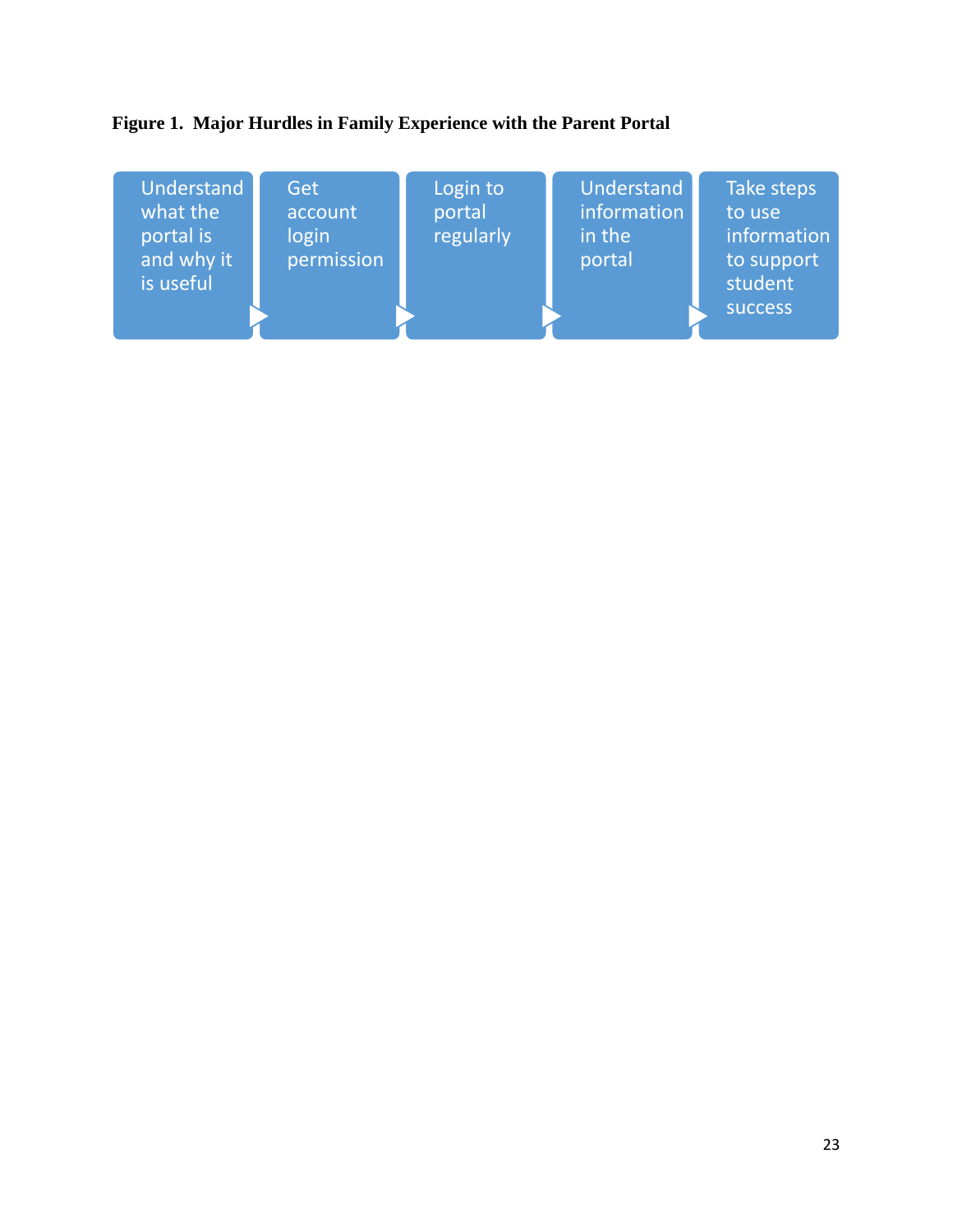**Figure 1. Major Hurdles in Family Experience with the Parent Portal**

Understand what the portal is and why it is useful → Get account login permission → Login to portal regularly → Understand information in the portal → Take steps to use information to support student success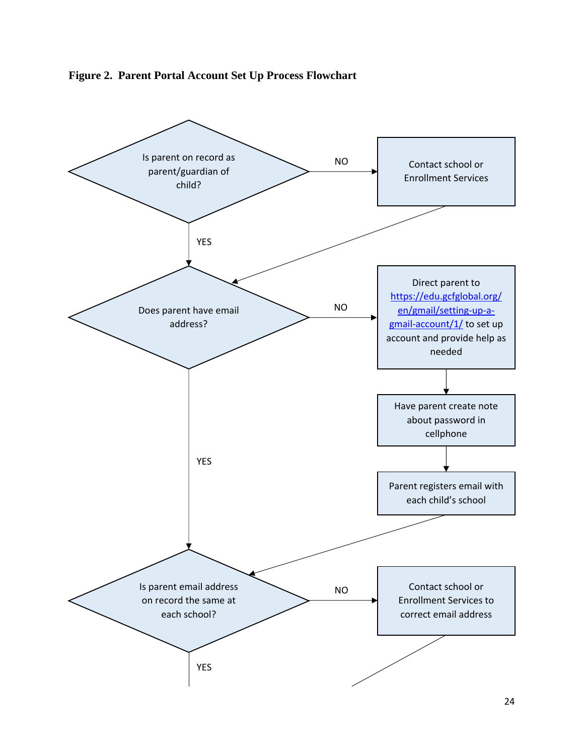**Figure 2. Parent Portal Account Set Up Process Flowchart**

Is parent on record as parent/guardian of child?

NO → Contact school or Enrollment Services

YES

Does parent have email address?

NO → Direct parent to https://edu.gcfglobal.org/en/gmail/setting-up-a-gmail-account/1/ to set up account and provide help as needed

Have parent create note about password in cellphone

Parent registers email with each child's school

YES

Is parent email address on record the same at each school?

NO → Contact school or Enrollment Services to correct email address

YES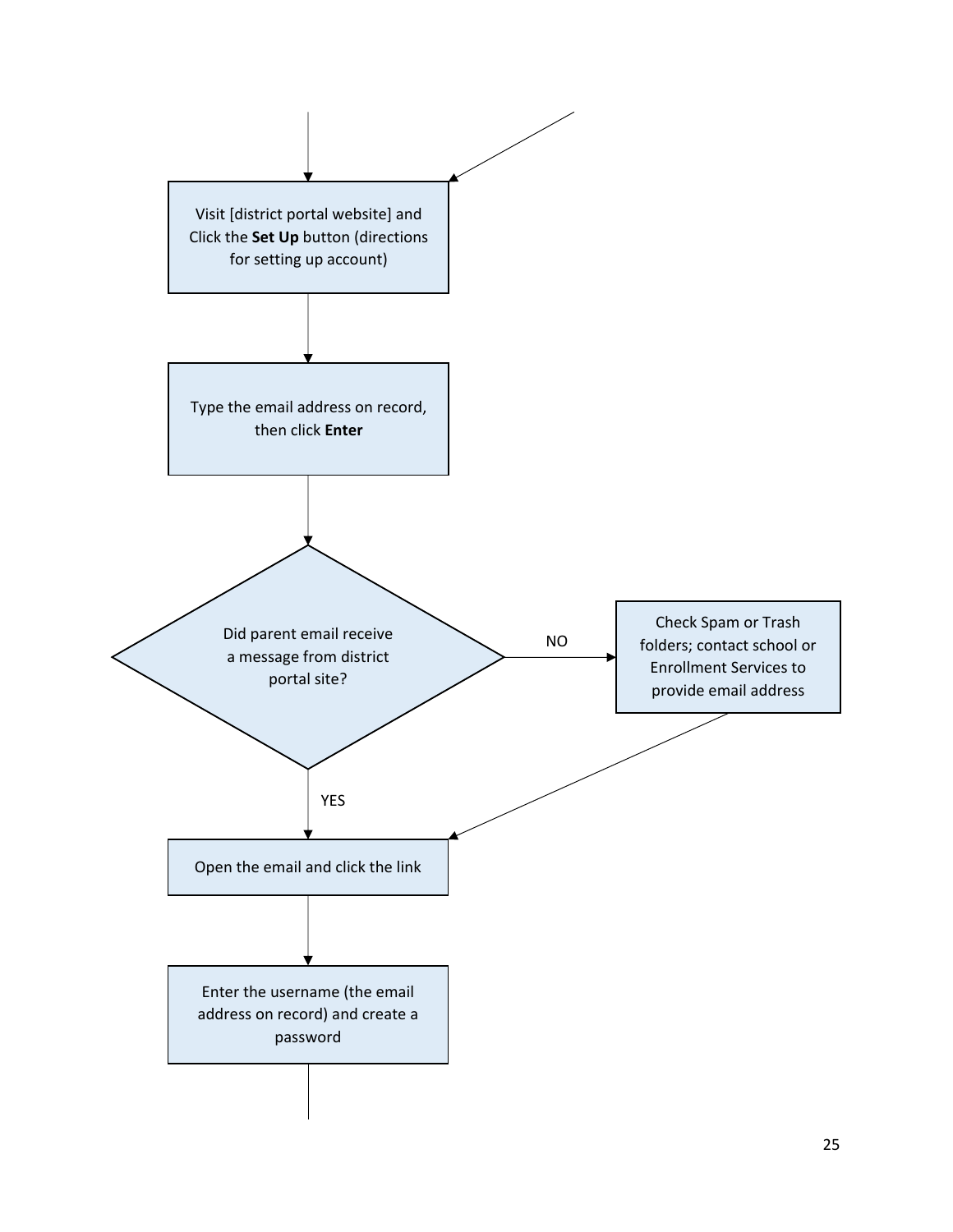Visit [district portal website] and Click the **Set Up** button (directions for setting up account)

Type the email address on record, then click **Enter**

Did parent email receive a message from district portal site?

NO

Check Spam or Trash folders; contact school or Enrollment Services to provide email address

YES

Open the email and click the link

Enter the username (the email address on record) and create a password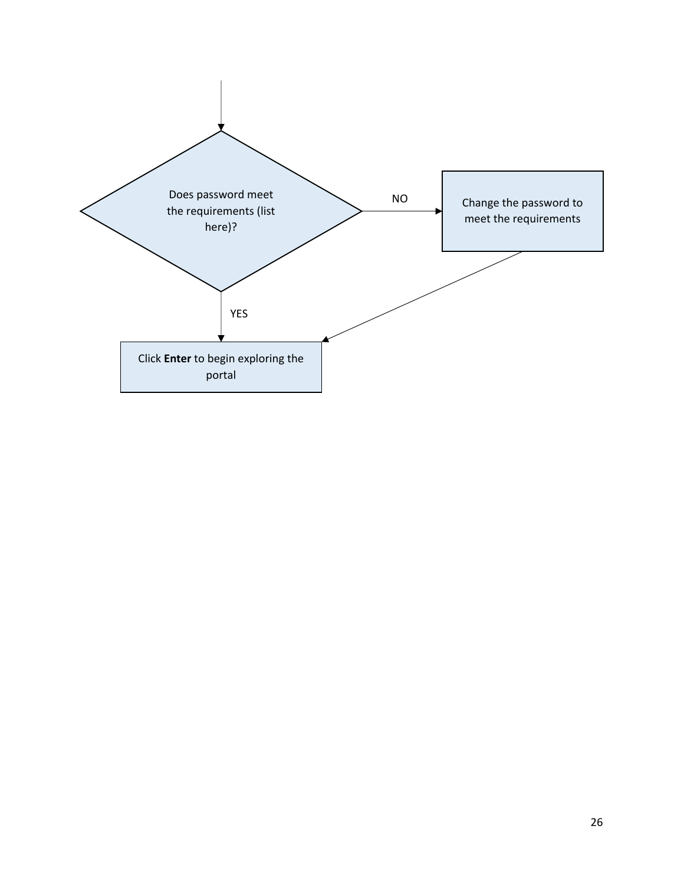Does password meet the requirements (list here)?

NO

Change the password to meet the requirements

YES

Click **Enter** to begin exploring the portal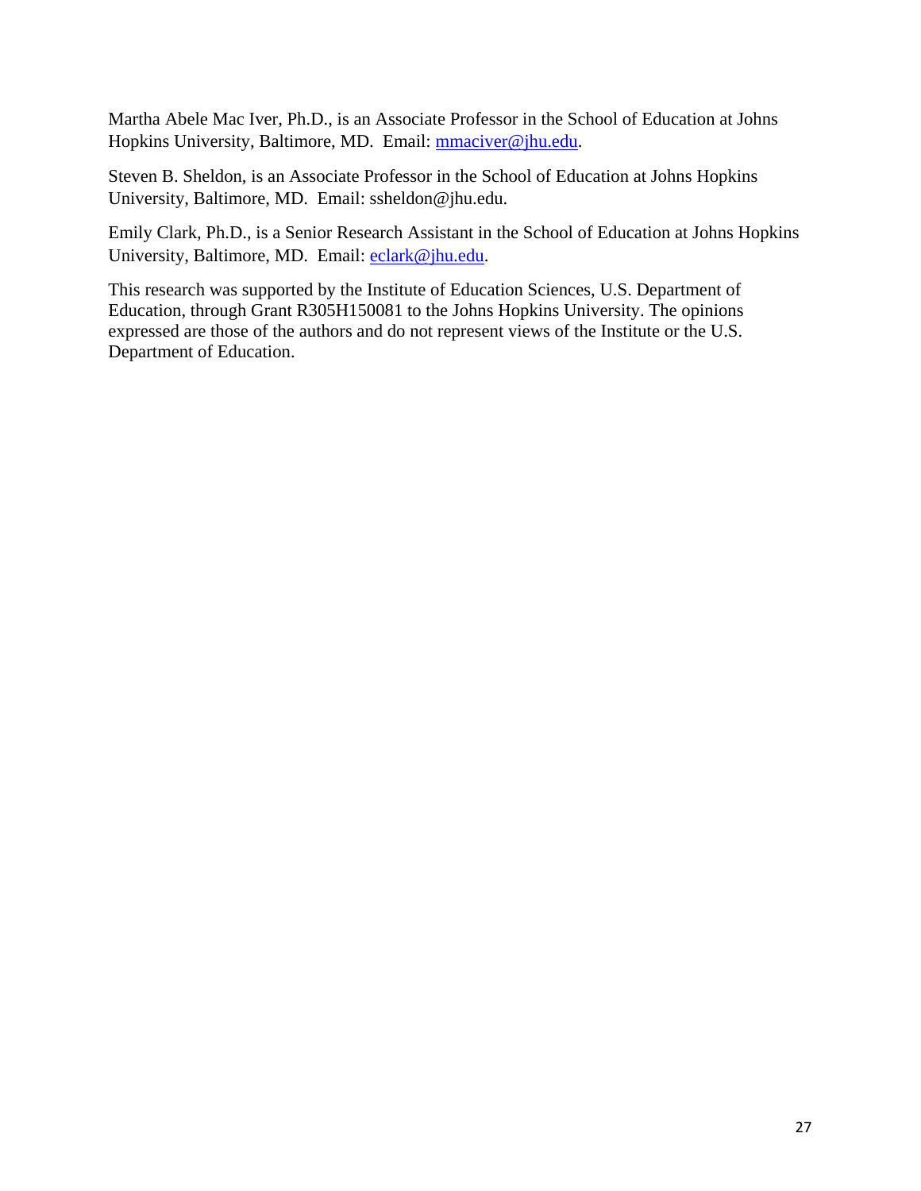Martha Abele Mac Iver, Ph.D., is an Associate Professor in the School of Education at Johns Hopkins University, Baltimore, MD. Email: mmaciver@jhu.edu.

Steven B. Sheldon, is an Associate Professor in the School of Education at Johns Hopkins University, Baltimore, MD. Email: ssheldon@jhu.edu.

Emily Clark, Ph.D., is a Senior Research Assistant in the School of Education at Johns Hopkins University, Baltimore, MD. Email: eclark@jhu.edu.

This research was supported by the Institute of Education Sciences, U.S. Department of Education, through Grant R305H150081 to the Johns Hopkins University. The opinions expressed are those of the authors and do not represent views of the Institute or the U.S. Department of Education.